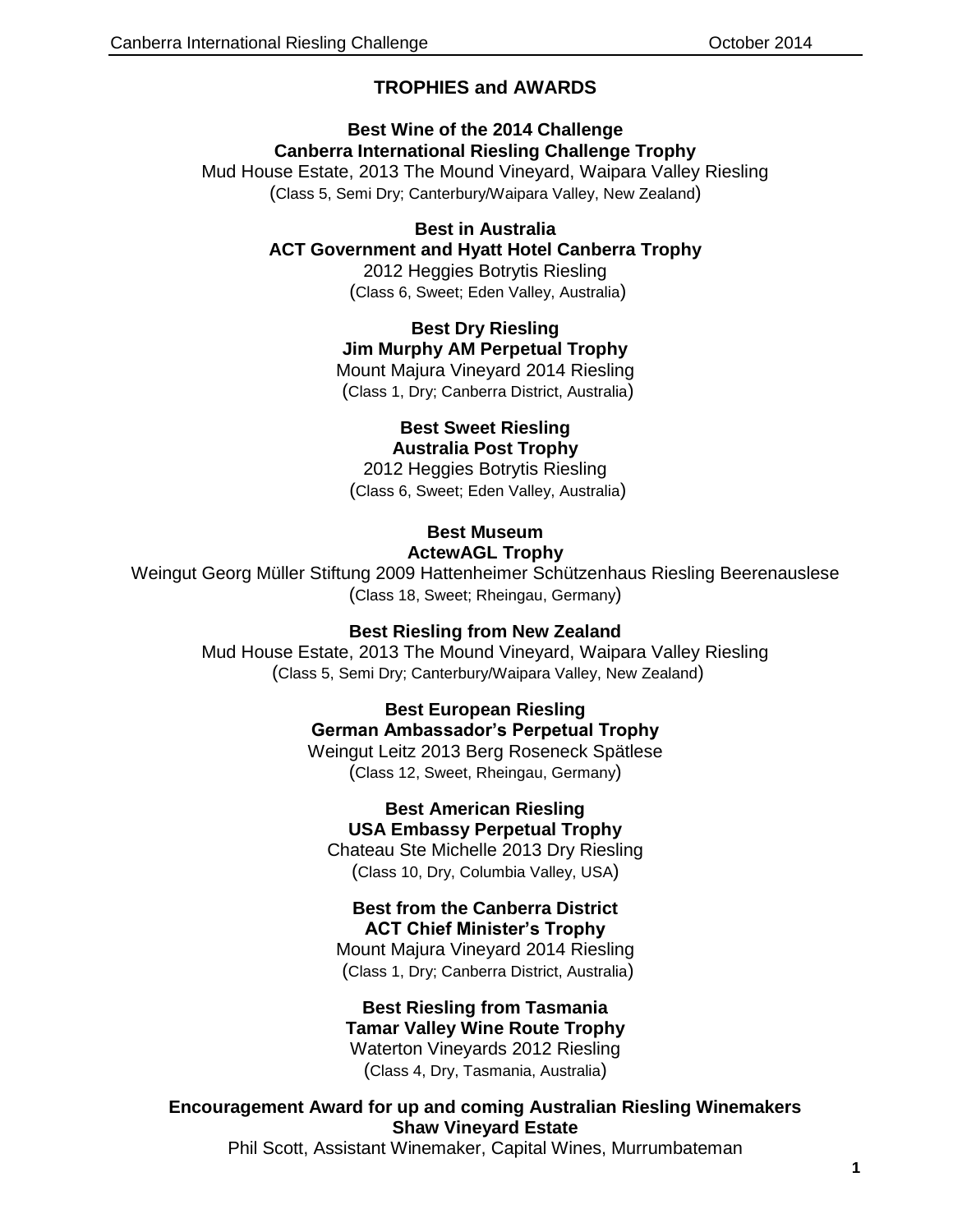# TROPHIES and AWARDS

**Best Wine of the 2014 Challenge**
**Canberra International Riesling Challenge Trophy**
Mud House Estate, 2013 The Mound Vineyard, Waipara Valley Riesling
(Class 5, Semi Dry; Canterbury/Waipara Valley, New Zealand)

**Best in Australia**
**ACT Government and Hyatt Hotel Canberra Trophy**
2012 Heggies Botrytis Riesling
(Class 6, Sweet; Eden Valley, Australia)

**Best Dry Riesling**
**Jim Murphy AM Perpetual Trophy**
Mount Majura Vineyard 2014 Riesling
(Class 1, Dry; Canberra District, Australia)

**Best Sweet Riesling**
**Australia Post Trophy**
2012 Heggies Botrytis Riesling
(Class 6, Sweet; Eden Valley, Australia)

**Best Museum**
**ActewAGL Trophy**
Weingut Georg Müller Stiftung 2009 Hattenheimer Schützenhaus Riesling Beerenauslese
(Class 18, Sweet; Rheingau, Germany)

**Best Riesling from New Zealand**
Mud House Estate, 2013 The Mound Vineyard, Waipara Valley Riesling
(Class 5, Semi Dry; Canterbury/Waipara Valley, New Zealand)

**Best European Riesling**
**German Ambassador's Perpetual Trophy**
Weingut Leitz 2013 Berg Roseneck Spätlese
(Class 12, Sweet, Rheingau, Germany)

**Best American Riesling**
**USA Embassy Perpetual Trophy**
Chateau Ste Michelle 2013 Dry Riesling
(Class 10, Dry, Columbia Valley, USA)

**Best from the Canberra District**
**ACT Chief Minister's Trophy**
Mount Majura Vineyard 2014 Riesling
(Class 1, Dry; Canberra District, Australia)

**Best Riesling from Tasmania**
**Tamar Valley Wine Route Trophy**
Waterton Vineyards 2012 Riesling
(Class 4, Dry, Tasmania, Australia)

**Encouragement Award for up and coming Australian Riesling Winemakers**
**Shaw Vineyard Estate**
Phil Scott, Assistant Winemaker, Capital Wines, Murrumbateman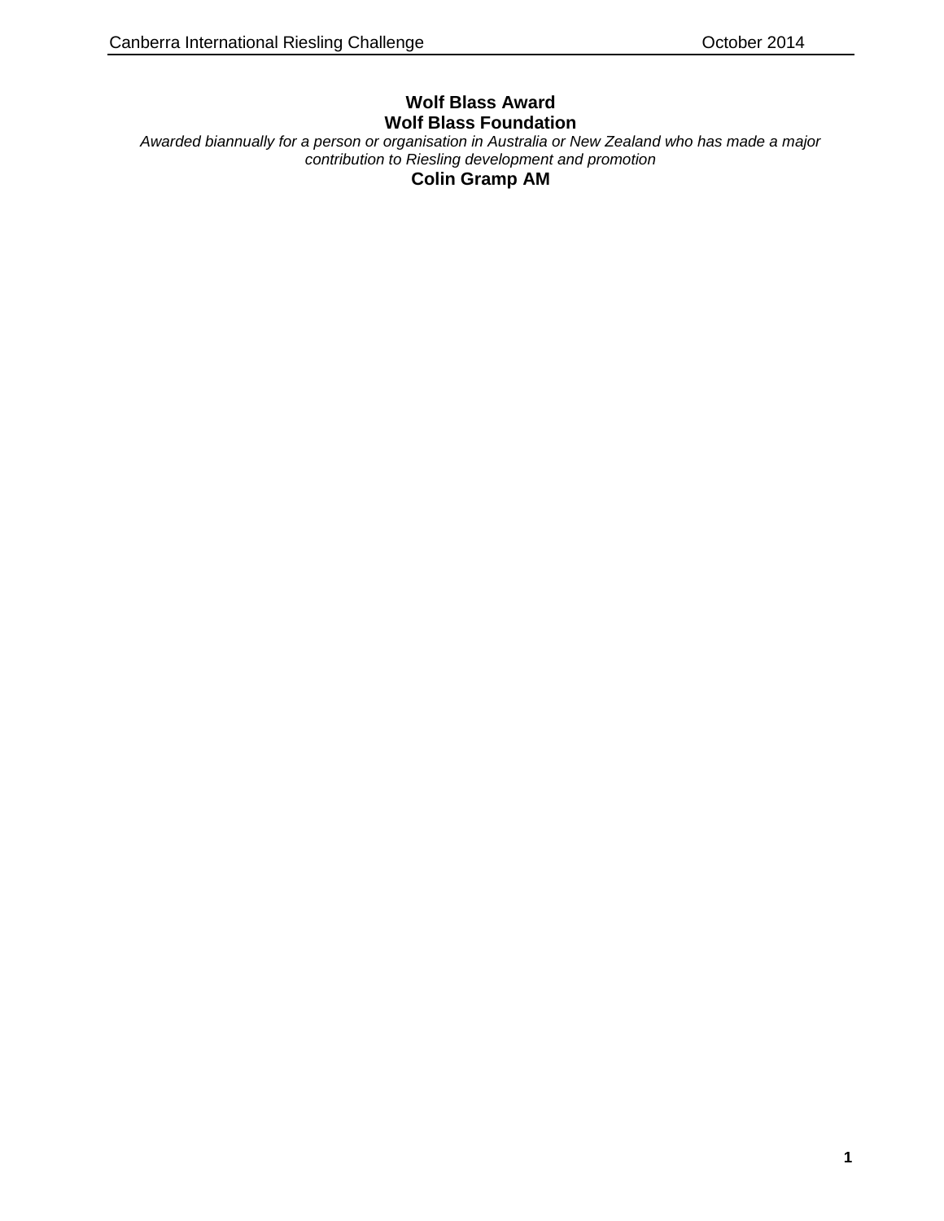**Wolf Blass Award**

**Wolf Blass Foundation**

*Awarded biannually for a person or organisation in Australia or New Zealand who has made a major contribution to Riesling development and promotion*

**Colin Gramp AM**